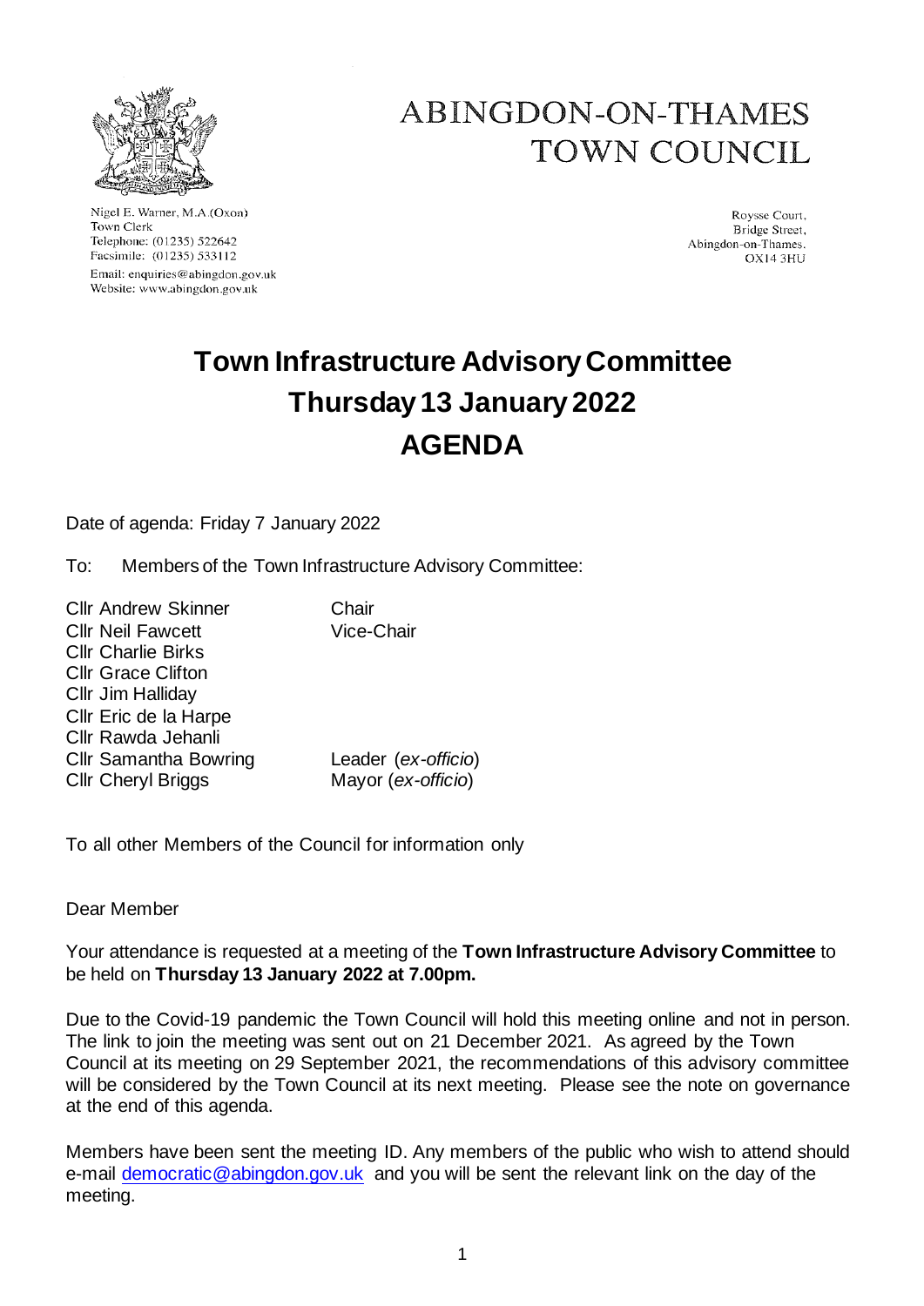# ABINGDON-ON-THAMES TOWN COUNCIL

Nigel E. Warner, M.A.(Oxon)
Town Clerk
Telephone: (01235) 522642
Facsimile: (01235) 533112
Email: enquiries@abingdon.gov.uk
Website: www.abingdon.gov.uk

Roysse Court,
Bridge Street,
Abingdon-on-Thames.
OX14 3HU

# Town Infrastructure Advisory Committee
# Thursday 13 January 2022
# AGENDA

Date of agenda: Friday 7 January 2022

To: Members of the Town Infrastructure Advisory Committee:

| | |
|---|---|
| Cllr Andrew Skinner | Chair |
| Cllr Neil Fawcett | Vice-Chair |
| Cllr Charlie Birks | |
| Cllr Grace Clifton | |
| Cllr Jim Halliday | |
| Cllr Eric de la Harpe | |
| Cllr Rawda Jehanli | |
| Cllr Samantha Bowring | Leader (*ex-officio*) |
| Cllr Cheryl Briggs | Mayor (*ex-officio*) |

To all other Members of the Council for information only

Dear Member

Your attendance is requested at a meeting of the **Town Infrastructure Advisory Committee** to be held on **Thursday 13 January 2022 at 7.00pm.**

Due to the Covid-19 pandemic the Town Council will hold this meeting online and not in person. The link to join the meeting was sent out on 21 December 2021. As agreed by the Town Council at its meeting on 29 September 2021, the recommendations of this advisory committee will be considered by the Town Council at its next meeting. Please see the note on governance at the end of this agenda.

Members have been sent the meeting ID. Any members of the public who wish to attend should e-mail democratic@abingdon.gov.uk and you will be sent the relevant link on the day of the meeting.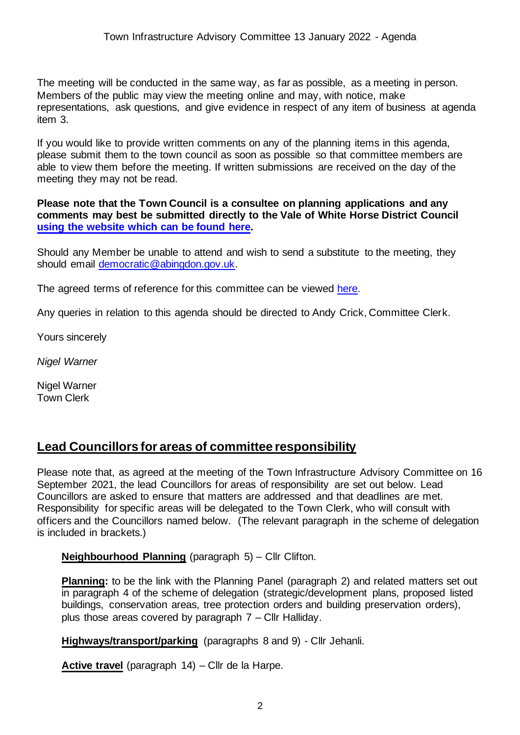The meeting will be conducted in the same way, as far as possible, as a meeting in person. Members of the public may view the meeting online and may, with notice, make representations, ask questions, and give evidence in respect of any item of business at agenda item 3.

If you would like to provide written comments on any of the planning items in this agenda, please submit them to the town council as soon as possible so that committee members are able to view them before the meeting. If written submissions are received on the day of the meeting they may not be read.

**Please note that the Town Council is a consultee on planning applications and any comments may best be submitted directly to the Vale of White Horse District Council using the website which can be found here.**

Should any Member be unable to attend and wish to send a substitute to the meeting, they should email democratic@abingdon.gov.uk.

The agreed terms of reference for this committee can be viewed here.

Any queries in relation to this agenda should be directed to Andy Crick, Committee Clerk.

Yours sincerely

*Nigel Warner*

Nigel Warner
Town Clerk

## Lead Councillors for areas of committee responsibility

Please note that, as agreed at the meeting of the Town Infrastructure Advisory Committee on 16 September 2021, the lead Councillors for areas of responsibility are set out below. Lead Councillors are asked to ensure that matters are addressed and that deadlines are met. Responsibility for specific areas will be delegated to the Town Clerk, who will consult with officers and the Councillors named below. (The relevant paragraph in the scheme of delegation is included in brackets.)

**Neighbourhood Planning** (paragraph 5) – Cllr Clifton.

**Planning:** to be the link with the Planning Panel (paragraph 2) and related matters set out in paragraph 4 of the scheme of delegation (strategic/development plans, proposed listed buildings, conservation areas, tree protection orders and building preservation orders), plus those areas covered by paragraph 7 – Cllr Halliday.

**Highways/transport/parking** (paragraphs 8 and 9) - Cllr Jehanli.

**Active travel** (paragraph 14) – Cllr de la Harpe.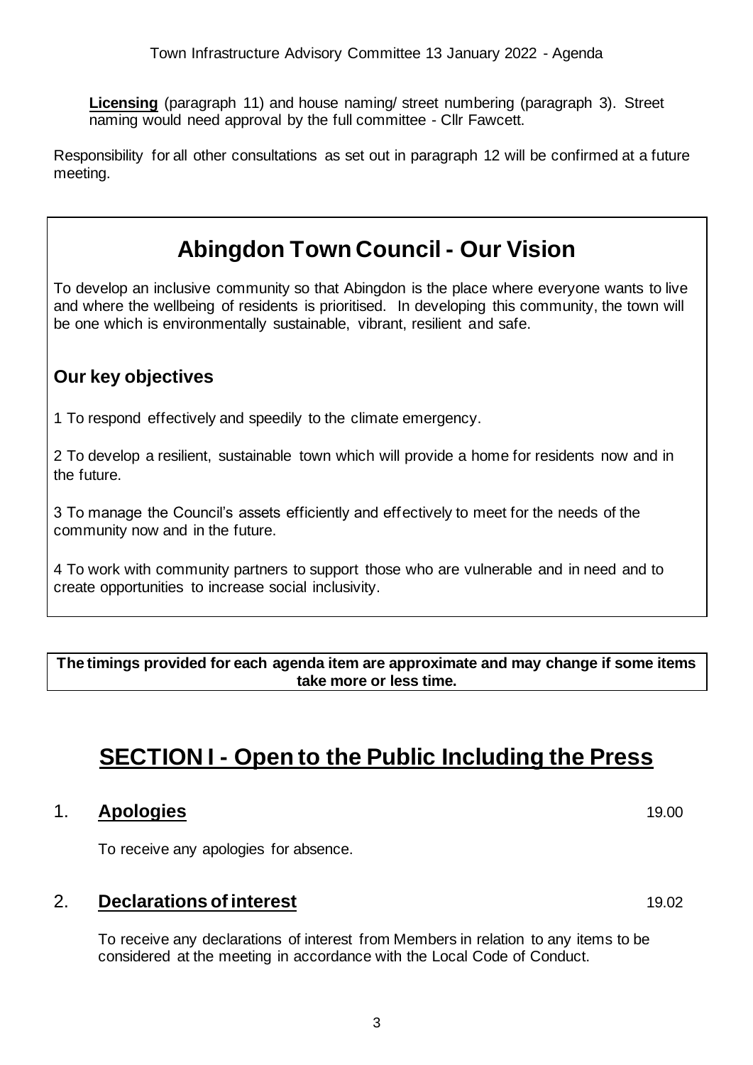**Licensing** (paragraph 11) and house naming/ street numbering (paragraph 3). Street naming would need approval by the full committee - Cllr Fawcett.

Responsibility for all other consultations as set out in paragraph 12 will be confirmed at a future meeting.

## Abingdon Town Council - Our Vision

To develop an inclusive community so that Abingdon is the place where everyone wants to live and where the wellbeing of residents is prioritised. In developing this community, the town will be one which is environmentally sustainable, vibrant, resilient and safe.

### Our key objectives

1 To respond effectively and speedily to the climate emergency.

2 To develop a resilient, sustainable town which will provide a home for residents now and in the future.

3 To manage the Council's assets efficiently and effectively to meet for the needs of the community now and in the future.

4 To work with community partners to support those who are vulnerable and in need and to create opportunities to increase social inclusivity.

**The timings provided for each agenda item are approximate and may change if some items take more or less time.**

# SECTION I - Open to the Public Including the Press

## 1. Apologies — 19.00

To receive any apologies for absence.

## 2. Declarations of interest — 19.02

To receive any declarations of interest from Members in relation to any items to be considered at the meeting in accordance with the Local Code of Conduct.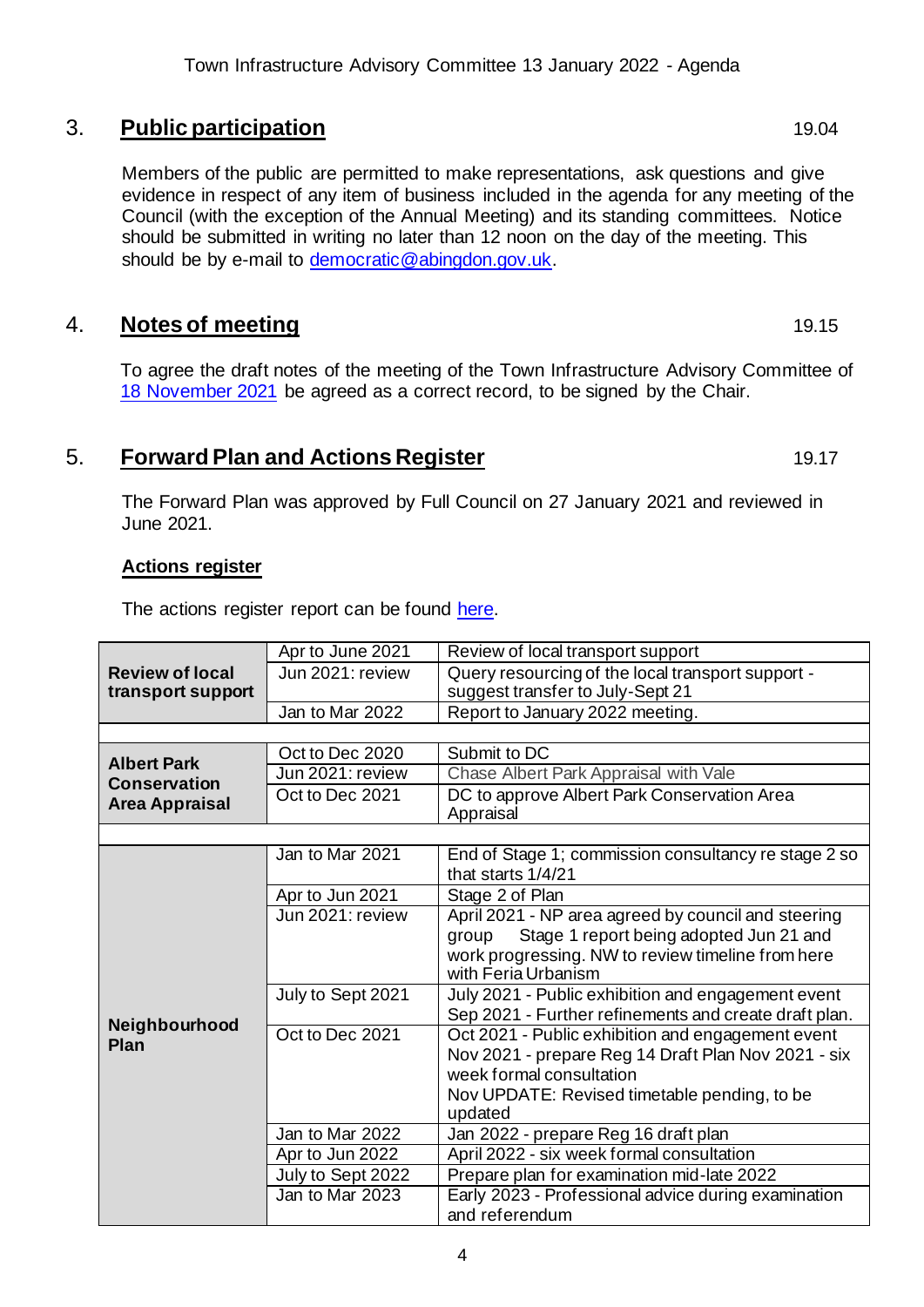## 3. Public participation 19.04

Members of the public are permitted to make representations, ask questions and give evidence in respect of any item of business included in the agenda for any meeting of the Council (with the exception of the Annual Meeting) and its standing committees. Notice should be submitted in writing no later than 12 noon on the day of the meeting. This should be by e-mail to democratic@abingdon.gov.uk.

## 4. Notes of meeting 19.15

To agree the draft notes of the meeting of the Town Infrastructure Advisory Committee of 18 November 2021 be agreed as a correct record, to be signed by the Chair.

## 5. Forward Plan and Actions Register 19.17

The Forward Plan was approved by Full Council on 27 January 2021 and reviewed in June 2021.

### Actions register

The actions register report can be found here.

| | | |
|---|---|---|
| **Review of local transport support** | Apr to June 2021 | Review of local transport support |
| | Jun 2021: review | Query resourcing of the local transport support - suggest transfer to July-Sept 21 |
| | Jan to Mar 2022 | Report to January 2022 meeting. |
| | | |
| **Albert Park Conservation Area Appraisal** | Oct to Dec 2020 | Submit to DC |
| | Jun 2021: review | Chase Albert Park Appraisal with Vale |
| | Oct to Dec 2021 | DC to approve Albert Park Conservation Area Appraisal |
| | | |
| **Neighbourhood Plan** | Jan to Mar 2021 | End of Stage 1; commission consultancy re stage 2 so that starts 1/4/21 |
| | Apr to Jun 2021 | Stage 2 of Plan |
| | Jun 2021: review | April 2021 - NP area agreed by council and steering group Stage 1 report being adopted Jun 21 and work progressing. NW to review timeline from here with Feria Urbanism |
| | July to Sept 2021 | July 2021 - Public exhibition and engagement event Sep 2021 - Further refinements and create draft plan. |
| | Oct to Dec 2021 | Oct 2021 - Public exhibition and engagement event Nov 2021 - prepare Reg 14 Draft Plan Nov 2021 - six week formal consultation Nov UPDATE: Revised timetable pending, to be updated |
| | Jan to Mar 2022 | Jan 2022 - prepare Reg 16 draft plan |
| | Apr to Jun 2022 | April 2022 - six week formal consultation |
| | July to Sept 2022 | Prepare plan for examination mid-late 2022 |
| | Jan to Mar 2023 | Early 2023 - Professional advice during examination and referendum |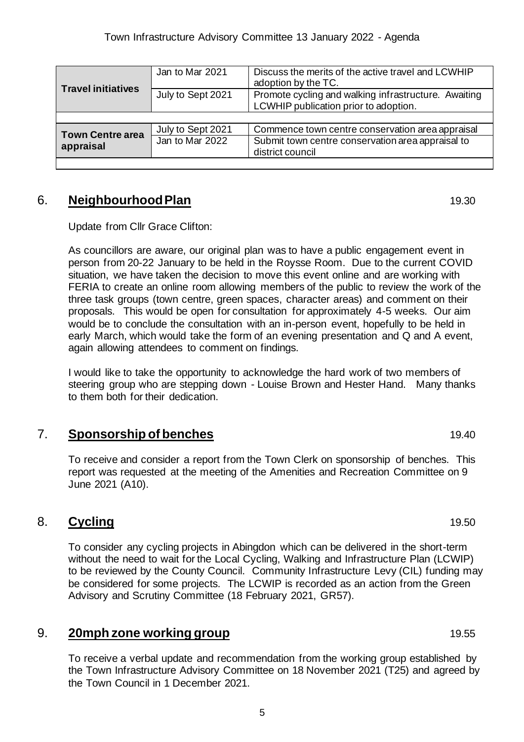| Travel initiatives | Jan to Mar 2021 | Discuss the merits of the active travel and LCWHIP adoption by the TC. |
|---|---|---|
| | July to Sept 2021 | Promote cycling and walking infrastructure. Awaiting LCWHIP publication prior to adoption. |
| | | |
| Town Centre area appraisal | July to Sept 2021 | Commence town centre conservation area appraisal |
| | Jan to Mar 2022 | Submit town centre conservation area appraisal to district council |
| | | |

## 6. Neighbourhood Plan 19.30

Update from Cllr Grace Clifton:

As councillors are aware, our original plan was to have a public engagement event in person from 20-22 January to be held in the Roysse Room. Due to the current COVID situation, we have taken the decision to move this event online and are working with FERIA to create an online room allowing members of the public to review the work of the three task groups (town centre, green spaces, character areas) and comment on their proposals. This would be open for consultation for approximately 4-5 weeks. Our aim would be to conclude the consultation with an in-person event, hopefully to be held in early March, which would take the form of an evening presentation and Q and A event, again allowing attendees to comment on findings.

I would like to take the opportunity to acknowledge the hard work of two members of steering group who are stepping down - Louise Brown and Hester Hand. Many thanks to them both for their dedication.

## 7. Sponsorship of benches 19.40

To receive and consider a report from the Town Clerk on sponsorship of benches. This report was requested at the meeting of the Amenities and Recreation Committee on 9 June 2021 (A10).

## 8. Cycling 19.50

To consider any cycling projects in Abingdon which can be delivered in the short-term without the need to wait for the Local Cycling, Walking and Infrastructure Plan (LCWIP) to be reviewed by the County Council. Community Infrastructure Levy (CIL) funding may be considered for some projects. The LCWIP is recorded as an action from the Green Advisory and Scrutiny Committee (18 February 2021, GR57).

## 9. 20mph zone working group 19.55

To receive a verbal update and recommendation from the working group established by the Town Infrastructure Advisory Committee on 18 November 2021 (T25) and agreed by the Town Council in 1 December 2021.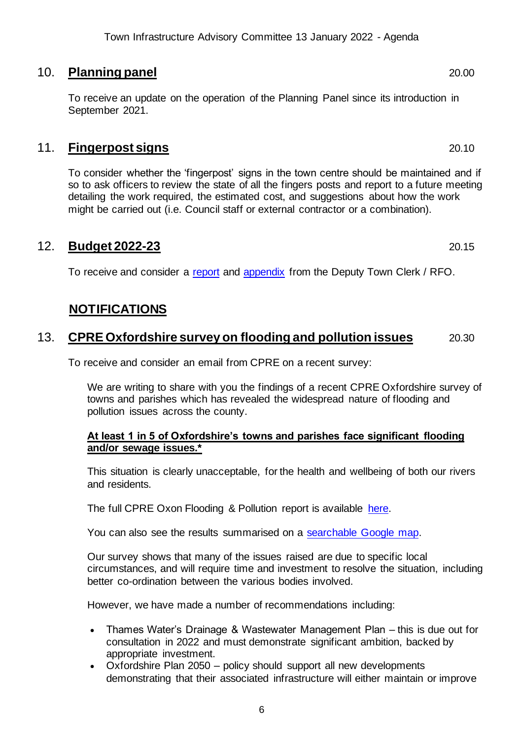## 10. **Planning panel** 20.00

To receive an update on the operation of the Planning Panel since its introduction in September 2021.

## 11. **Fingerpost signs** 20.10

To consider whether the 'fingerpost' signs in the town centre should be maintained and if so to ask officers to review the state of all the fingers posts and report to a future meeting detailing the work required, the estimated cost, and suggestions about how the work might be carried out (i.e. Council staff or external contractor or a combination).

## 12. **Budget 2022-23** 20.15

To receive and consider a report and appendix from the Deputy Town Clerk / RFO.

# **NOTIFICATIONS**

## 13. **CPRE Oxfordshire survey on flooding and pollution issues** 20.30

To receive and consider an email from CPRE on a recent survey:

> We are writing to share with you the findings of a recent CPRE Oxfordshire survey of towns and parishes which has revealed the widespread nature of flooding and pollution issues across the county.
>
> **At least 1 in 5 of Oxfordshire's towns and parishes face significant flooding and/or sewage issues.***
>
> This situation is clearly unacceptable, for the health and wellbeing of both our rivers and residents.
>
> The full CPRE Oxon Flooding & Pollution report is available here.
>
> You can also see the results summarised on a searchable Google map.
>
> Our survey shows that many of the issues raised are due to specific local circumstances, and will require time and investment to resolve the situation, including better co-ordination between the various bodies involved.
>
> However, we have made a number of recommendations including:
>
> - Thames Water's Drainage & Wastewater Management Plan – this is due out for consultation in 2022 and must demonstrate significant ambition, backed by appropriate investment.
> - Oxfordshire Plan 2050 – policy should support all new developments demonstrating that their associated infrastructure will either maintain or improve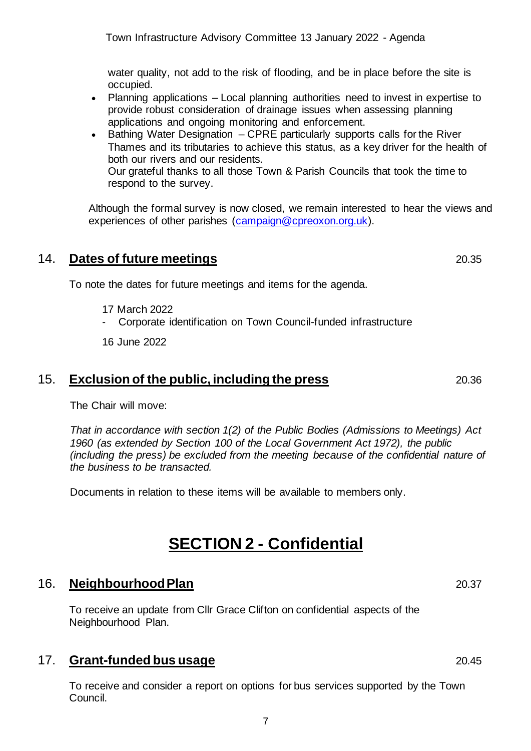water quality, not add to the risk of flooding, and be in place before the site is occupied.

- Planning applications – Local planning authorities need to invest in expertise to provide robust consideration of drainage issues when assessing planning applications and ongoing monitoring and enforcement.
- Bathing Water Designation – CPRE particularly supports calls for the River Thames and its tributaries to achieve this status, as a key driver for the health of both our rivers and our residents.
  Our grateful thanks to all those Town & Parish Councils that took the time to respond to the survey.

Although the formal survey is now closed, we remain interested to hear the views and experiences of other parishes (campaign@cpreoxon.org.uk).

## 14. **Dates of future meetings** 20.35

To note the dates for future meetings and items for the agenda.

17 March 2022
- Corporate identification on Town Council-funded infrastructure

16 June 2022

## 15. **Exclusion of the public, including the press** 20.36

The Chair will move:

*That in accordance with section 1(2) of the Public Bodies (Admissions to Meetings) Act 1960 (as extended by Section 100 of the Local Government Act 1972), the public (including the press) be excluded from the meeting because of the confidential nature of the business to be transacted.*

Documents in relation to these items will be available to members only.

# SECTION 2 - Confidential

## 16. **Neighbourhood Plan** 20.37

To receive an update from Cllr Grace Clifton on confidential aspects of the Neighbourhood Plan.

## 17. **Grant-funded bus usage** 20.45

To receive and consider a report on options for bus services supported by the Town Council.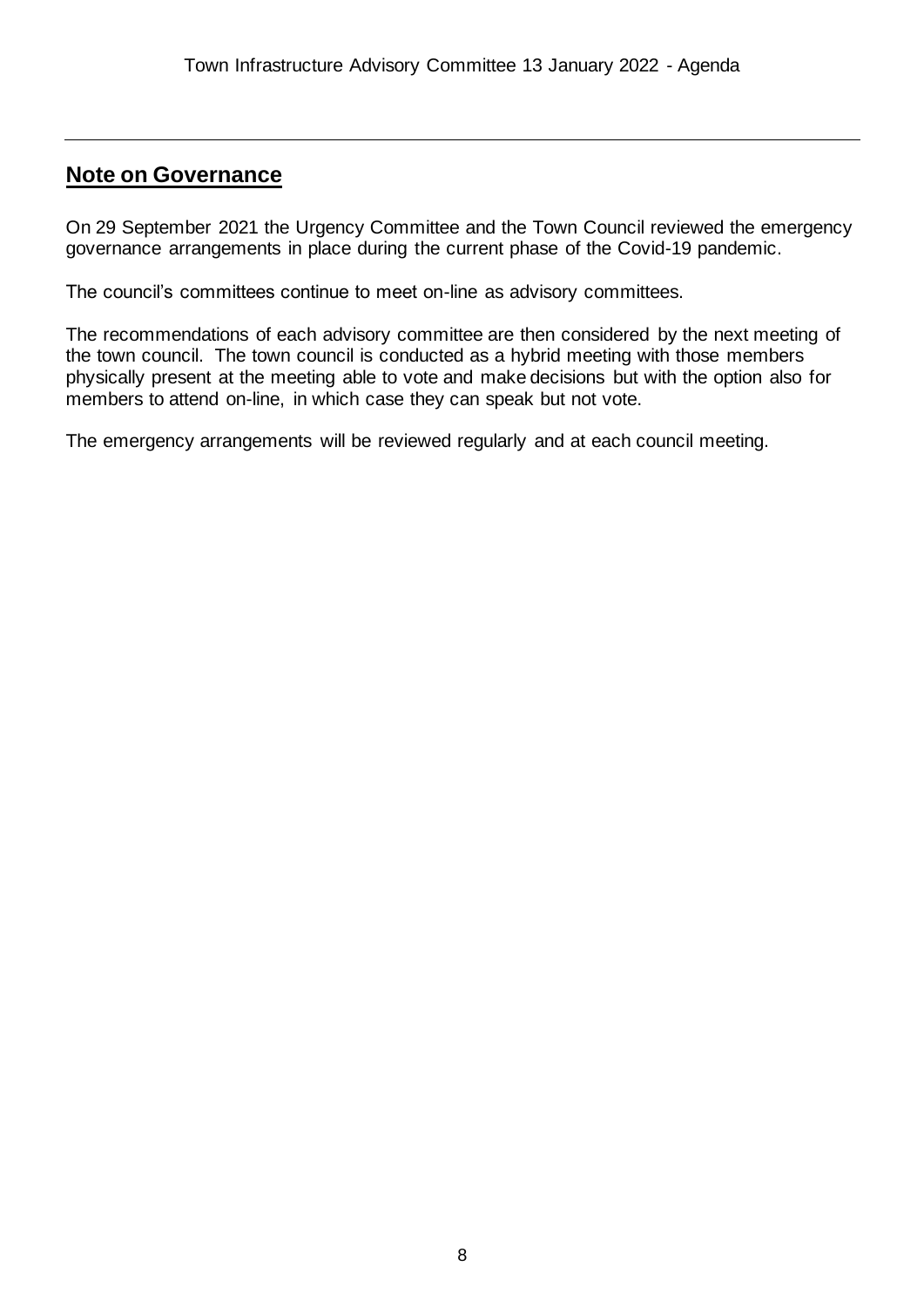## Note on Governance

On 29 September 2021 the Urgency Committee and the Town Council reviewed the emergency governance arrangements in place during the current phase of the Covid-19 pandemic.

The council's committees continue to meet on-line as advisory committees.

The recommendations of each advisory committee are then considered by the next meeting of the town council. The town council is conducted as a hybrid meeting with those members physically present at the meeting able to vote and make decisions but with the option also for members to attend on-line, in which case they can speak but not vote.

The emergency arrangements will be reviewed regularly and at each council meeting.